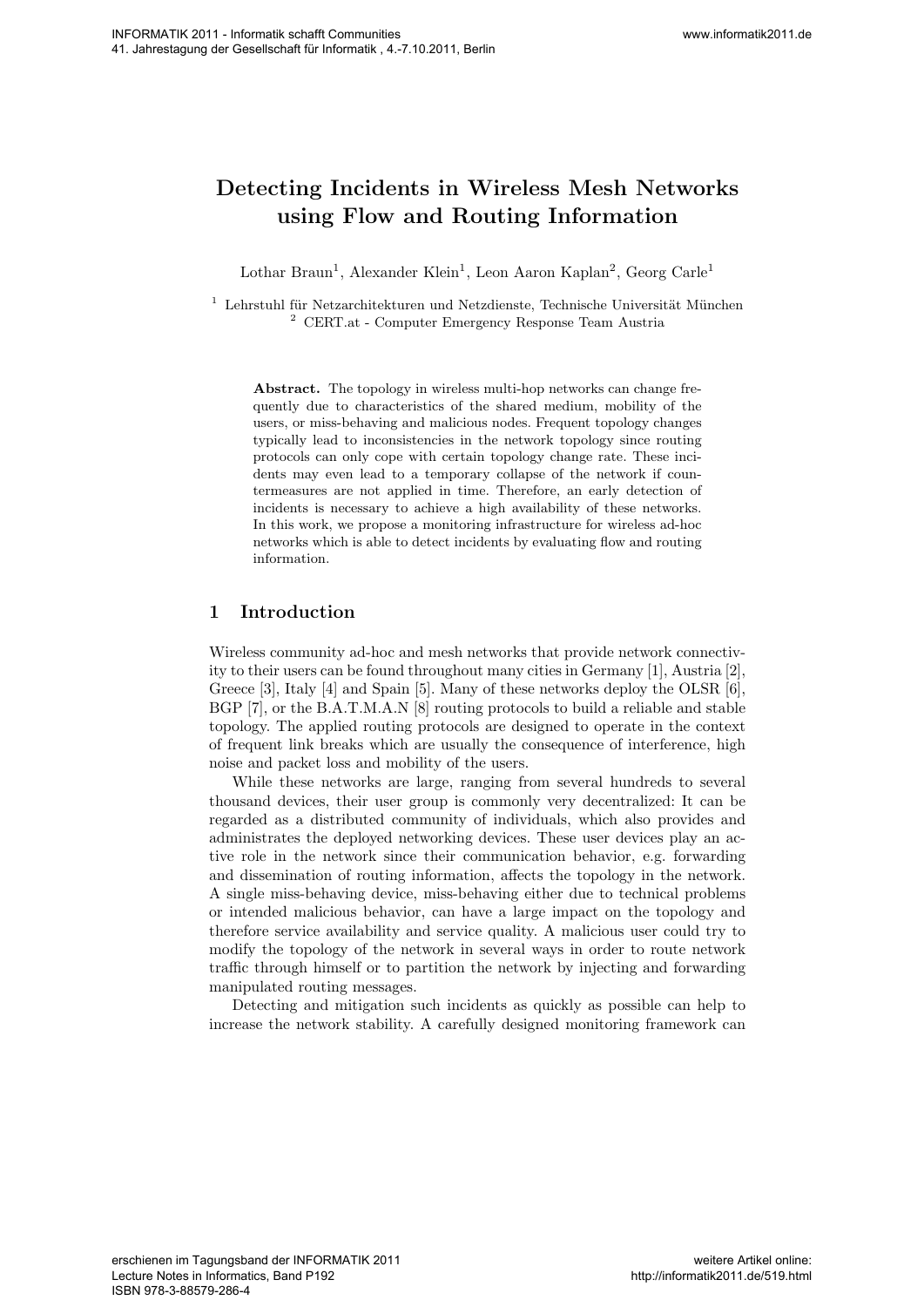# Detecting Incidents in Wireless Mesh Networks using Flow and Routing Information

Lothar Braun[1], Alexander Klein[1], Leon Aaron Kaplan[2], Georg Carle[1]

[1] Lehrstuhl für Netzarchitekturen und Netzdienste, Technische Universität München
[2] CERT.at - Computer Emergency Response Team Austria

**Abstract.** The topology in wireless multi-hop networks can change frequently due to characteristics of the shared medium, mobility of the users, or miss-behaving and malicious nodes. Frequent topology changes typically lead to inconsistencies in the network topology since routing protocols can only cope with certain topology change rate. These incidents may even lead to a temporary collapse of the network if countermeasures are not applied in time. Therefore, an early detection of incidents is necessary to achieve a high availability of these networks. In this work, we propose a monitoring infrastructure for wireless ad-hoc networks which is able to detect incidents by evaluating flow and routing information.

## 1 Introduction

Wireless community ad-hoc and mesh networks that provide network connectivity to their users can be found throughout many cities in Germany [1], Austria [2], Greece [3], Italy [4] and Spain [5]. Many of these networks deploy the OLSR [6], BGP [7], or the B.A.T.M.A.N [8] routing protocols to build a reliable and stable topology. The applied routing protocols are designed to operate in the context of frequent link breaks which are usually the consequence of interference, high noise and packet loss and mobility of the users.

While these networks are large, ranging from several hundreds to several thousand devices, their user group is commonly very decentralized: It can be regarded as a distributed community of individuals, which also provides and administrates the deployed networking devices. These user devices play an active role in the network since their communication behavior, e.g. forwarding and dissemination of routing information, affects the topology in the network. A single miss-behaving device, miss-behaving either due to technical problems or intended malicious behavior, can have a large impact on the topology and therefore service availability and service quality. A malicious user could try to modify the topology of the network in several ways in order to route network traffic through himself or to partition the network by injecting and forwarding manipulated routing messages.

Detecting and mitigation such incidents as quickly as possible can help to increase the network stability. A carefully designed monitoring framework can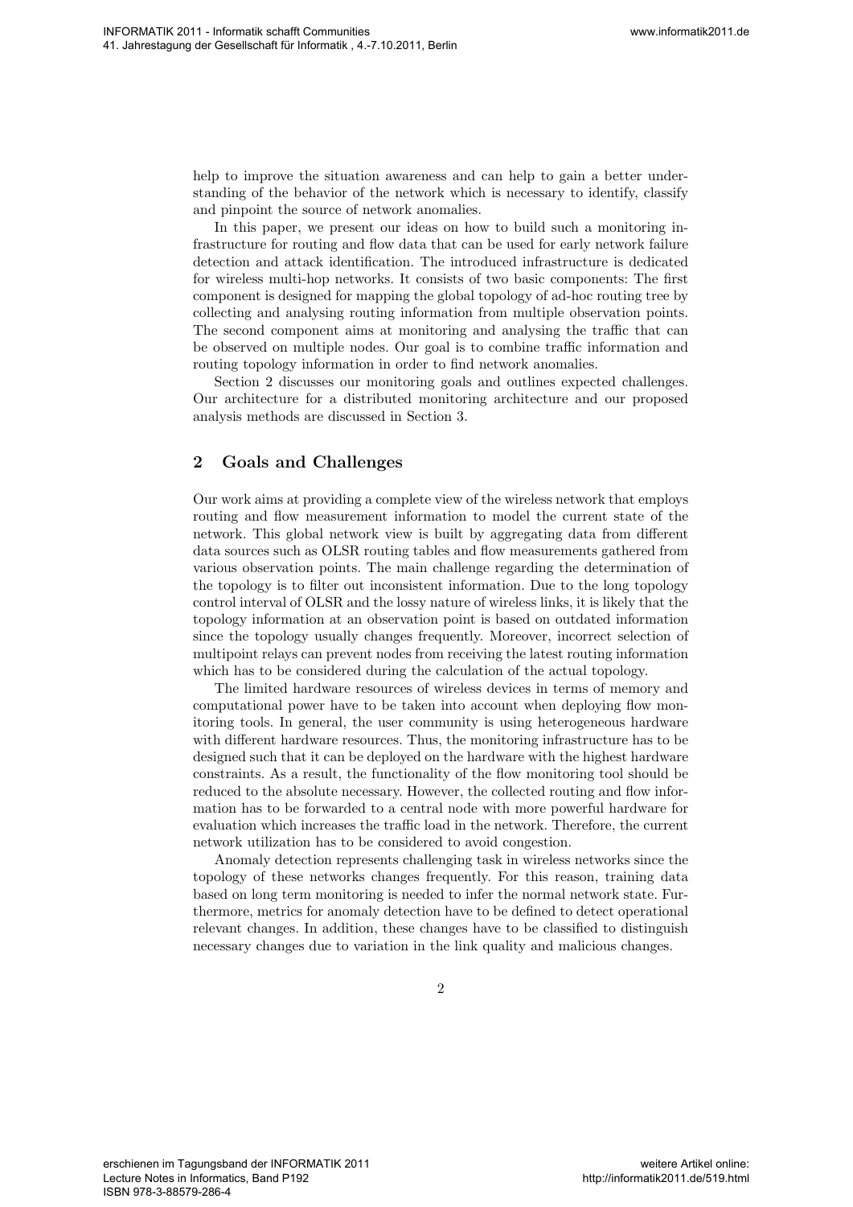help to improve the situation awareness and can help to gain a better understanding of the behavior of the network which is necessary to identify, classify and pinpoint the source of network anomalies.

In this paper, we present our ideas on how to build such a monitoring infrastructure for routing and flow data that can be used for early network failure detection and attack identification. The introduced infrastructure is dedicated for wireless multi-hop networks. It consists of two basic components: The first component is designed for mapping the global topology of ad-hoc routing tree by collecting and analysing routing information from multiple observation points. The second component aims at monitoring and analysing the traffic that can be observed on multiple nodes. Our goal is to combine traffic information and routing topology information in order to find network anomalies.

Section 2 discusses our monitoring goals and outlines expected challenges. Our architecture for a distributed monitoring architecture and our proposed analysis methods are discussed in Section 3.

## 2 Goals and Challenges

Our work aims at providing a complete view of the wireless network that employs routing and flow measurement information to model the current state of the network. This global network view is built by aggregating data from different data sources such as OLSR routing tables and flow measurements gathered from various observation points. The main challenge regarding the determination of the topology is to filter out inconsistent information. Due to the long topology control interval of OLSR and the lossy nature of wireless links, it is likely that the topology information at an observation point is based on outdated information since the topology usually changes frequently. Moreover, incorrect selection of multipoint relays can prevent nodes from receiving the latest routing information which has to be considered during the calculation of the actual topology.

The limited hardware resources of wireless devices in terms of memory and computational power have to be taken into account when deploying flow monitoring tools. In general, the user community is using heterogeneous hardware with different hardware resources. Thus, the monitoring infrastructure has to be designed such that it can be deployed on the hardware with the highest hardware constraints. As a result, the functionality of the flow monitoring tool should be reduced to the absolute necessary. However, the collected routing and flow information has to be forwarded to a central node with more powerful hardware for evaluation which increases the traffic load in the network. Therefore, the current network utilization has to be considered to avoid congestion.

Anomaly detection represents challenging task in wireless networks since the topology of these networks changes frequently. For this reason, training data based on long term monitoring is needed to infer the normal network state. Furthermore, metrics for anomaly detection have to be defined to detect operational relevant changes. In addition, these changes have to be classified to distinguish necessary changes due to variation in the link quality and malicious changes.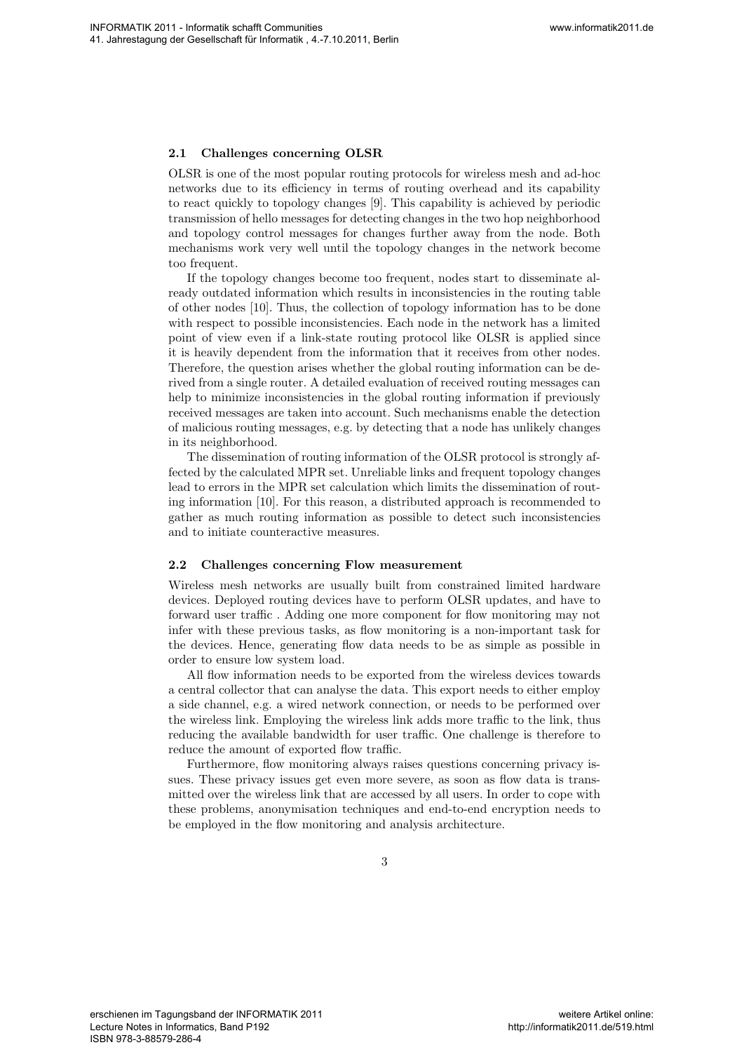### 2.1 Challenges concerning OLSR

OLSR is one of the most popular routing protocols for wireless mesh and ad-hoc networks due to its efficiency in terms of routing overhead and its capability to react quickly to topology changes [9]. This capability is achieved by periodic transmission of hello messages for detecting changes in the two hop neighborhood and topology control messages for changes further away from the node. Both mechanisms work very well until the topology changes in the network become too frequent.

If the topology changes become too frequent, nodes start to disseminate already outdated information which results in inconsistencies in the routing table of other nodes [10]. Thus, the collection of topology information has to be done with respect to possible inconsistencies. Each node in the network has a limited point of view even if a link-state routing protocol like OLSR is applied since it is heavily dependent from the information that it receives from other nodes. Therefore, the question arises whether the global routing information can be derived from a single router. A detailed evaluation of received routing messages can help to minimize inconsistencies in the global routing information if previously received messages are taken into account. Such mechanisms enable the detection of malicious routing messages, e.g. by detecting that a node has unlikely changes in its neighborhood.

The dissemination of routing information of the OLSR protocol is strongly affected by the calculated MPR set. Unreliable links and frequent topology changes lead to errors in the MPR set calculation which limits the dissemination of routing information [10]. For this reason, a distributed approach is recommended to gather as much routing information as possible to detect such inconsistencies and to initiate counteractive measures.

### 2.2 Challenges concerning Flow measurement

Wireless mesh networks are usually built from constrained limited hardware devices. Deployed routing devices have to perform OLSR updates, and have to forward user traffic . Adding one more component for flow monitoring may not infer with these previous tasks, as flow monitoring is a non-important task for the devices. Hence, generating flow data needs to be as simple as possible in order to ensure low system load.

All flow information needs to be exported from the wireless devices towards a central collector that can analyse the data. This export needs to either employ a side channel, e.g. a wired network connection, or needs to be performed over the wireless link. Employing the wireless link adds more traffic to the link, thus reducing the available bandwidth for user traffic. One challenge is therefore to reduce the amount of exported flow traffic.

Furthermore, flow monitoring always raises questions concerning privacy issues. These privacy issues get even more severe, as soon as flow data is transmitted over the wireless link that are accessed by all users. In order to cope with these problems, anonymisation techniques and end-to-end encryption needs to be employed in the flow monitoring and analysis architecture.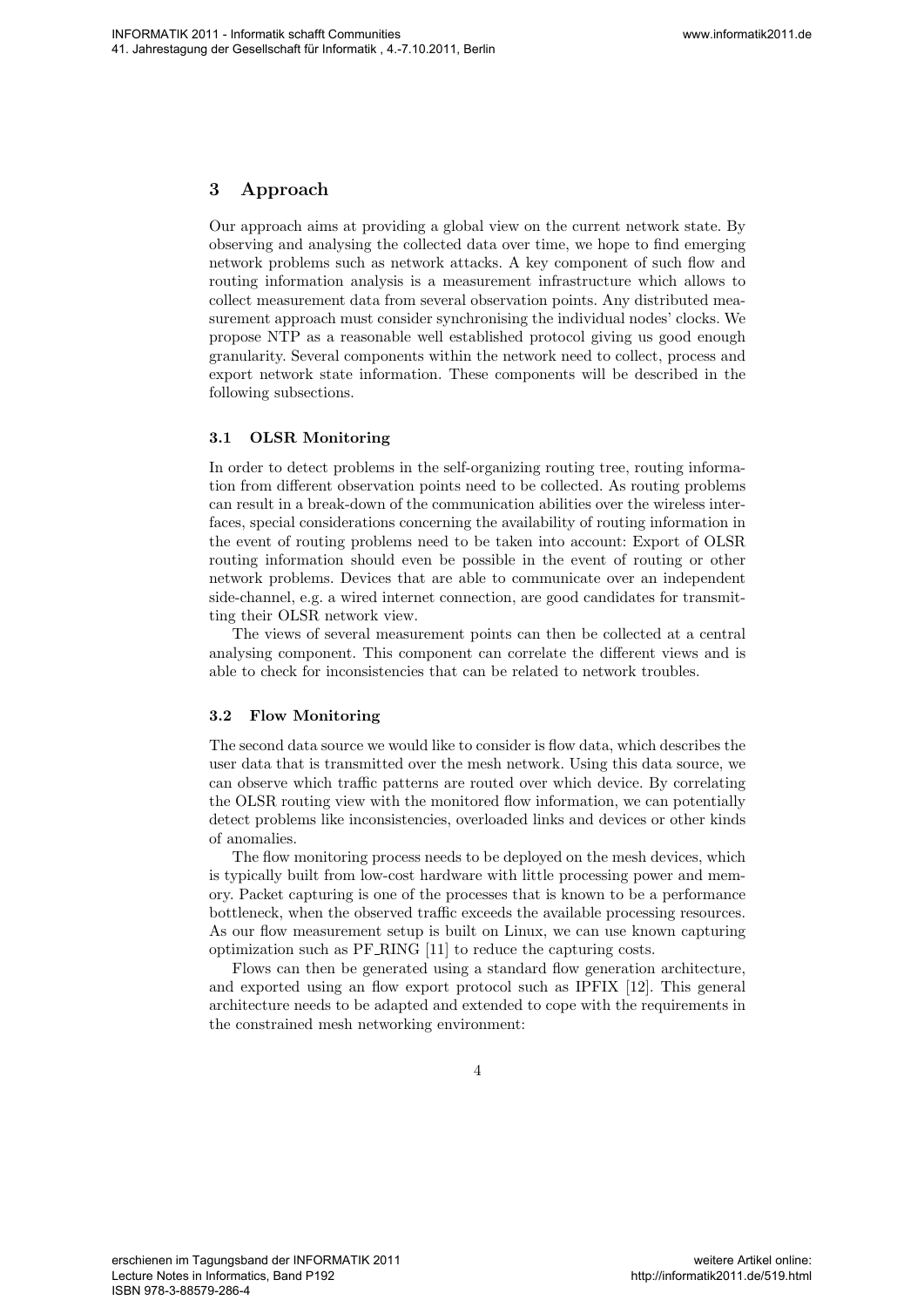## 3 Approach

Our approach aims at providing a global view on the current network state. By observing and analysing the collected data over time, we hope to find emerging network problems such as network attacks. A key component of such flow and routing information analysis is a measurement infrastructure which allows to collect measurement data from several observation points. Any distributed measurement approach must consider synchronising the individual nodes' clocks. We propose NTP as a reasonable well established protocol giving us good enough granularity. Several components within the network need to collect, process and export network state information. These components will be described in the following subsections.

### 3.1 OLSR Monitoring

In order to detect problems in the self-organizing routing tree, routing information from different observation points need to be collected. As routing problems can result in a break-down of the communication abilities over the wireless interfaces, special considerations concerning the availability of routing information in the event of routing problems need to be taken into account: Export of OLSR routing information should even be possible in the event of routing or other network problems. Devices that are able to communicate over an independent side-channel, e.g. a wired internet connection, are good candidates for transmitting their OLSR network view.

The views of several measurement points can then be collected at a central analysing component. This component can correlate the different views and is able to check for inconsistencies that can be related to network troubles.

### 3.2 Flow Monitoring

The second data source we would like to consider is flow data, which describes the user data that is transmitted over the mesh network. Using this data source, we can observe which traffic patterns are routed over which device. By correlating the OLSR routing view with the monitored flow information, we can potentially detect problems like inconsistencies, overloaded links and devices or other kinds of anomalies.

The flow monitoring process needs to be deployed on the mesh devices, which is typically built from low-cost hardware with little processing power and memory. Packet capturing is one of the processes that is known to be a performance bottleneck, when the observed traffic exceeds the available processing resources. As our flow measurement setup is built on Linux, we can use known capturing optimization such as PF_RING [11] to reduce the capturing costs.

Flows can then be generated using a standard flow generation architecture, and exported using an flow export protocol such as IPFIX [12]. This general architecture needs to be adapted and extended to cope with the requirements in the constrained mesh networking environment: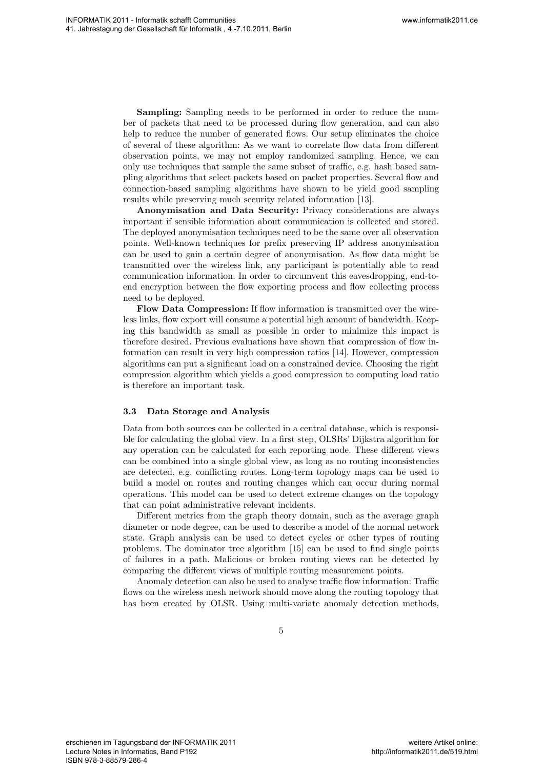**Sampling:** Sampling needs to be performed in order to reduce the number of packets that need to be processed during flow generation, and can also help to reduce the number of generated flows. Our setup eliminates the choice of several of these algorithm: As we want to correlate flow data from different observation points, we may not employ randomized sampling. Hence, we can only use techniques that sample the same subset of traffic, e.g. hash based sampling algorithms that select packets based on packet properties. Several flow and connection-based sampling algorithms have shown to be yield good sampling results while preserving much security related information [13].

**Anonymisation and Data Security:** Privacy considerations are always important if sensible information about communication is collected and stored. The deployed anonymisation techniques need to be the same over all observation points. Well-known techniques for prefix preserving IP address anonymisation can be used to gain a certain degree of anonymisation. As flow data might be transmitted over the wireless link, any participant is potentially able to read communication information. In order to circumvent this eavesdropping, end-to-end encryption between the flow exporting process and flow collecting process need to be deployed.

**Flow Data Compression:** If flow information is transmitted over the wireless links, flow export will consume a potential high amount of bandwidth. Keeping this bandwidth as small as possible in order to minimize this impact is therefore desired. Previous evaluations have shown that compression of flow information can result in very high compression ratios [14]. However, compression algorithms can put a significant load on a constrained device. Choosing the right compression algorithm which yields a good compression to computing load ratio is therefore an important task.

### 3.3 Data Storage and Analysis

Data from both sources can be collected in a central database, which is responsible for calculating the global view. In a first step, OLSRs' Dijkstra algorithm for any operation can be calculated for each reporting node. These different views can be combined into a single global view, as long as no routing inconsistencies are detected, e.g. conflicting routes. Long-term topology maps can be used to build a model on routes and routing changes which can occur during normal operations. This model can be used to detect extreme changes on the topology that can point administrative relevant incidents.

Different metrics from the graph theory domain, such as the average graph diameter or node degree, can be used to describe a model of the normal network state. Graph analysis can be used to detect cycles or other types of routing problems. The dominator tree algorithm [15] can be used to find single points of failures in a path. Malicious or broken routing views can be detected by comparing the different views of multiple routing measurement points.

Anomaly detection can also be used to analyse traffic flow information: Traffic flows on the wireless mesh network should move along the routing topology that has been created by OLSR. Using multi-variate anomaly detection methods,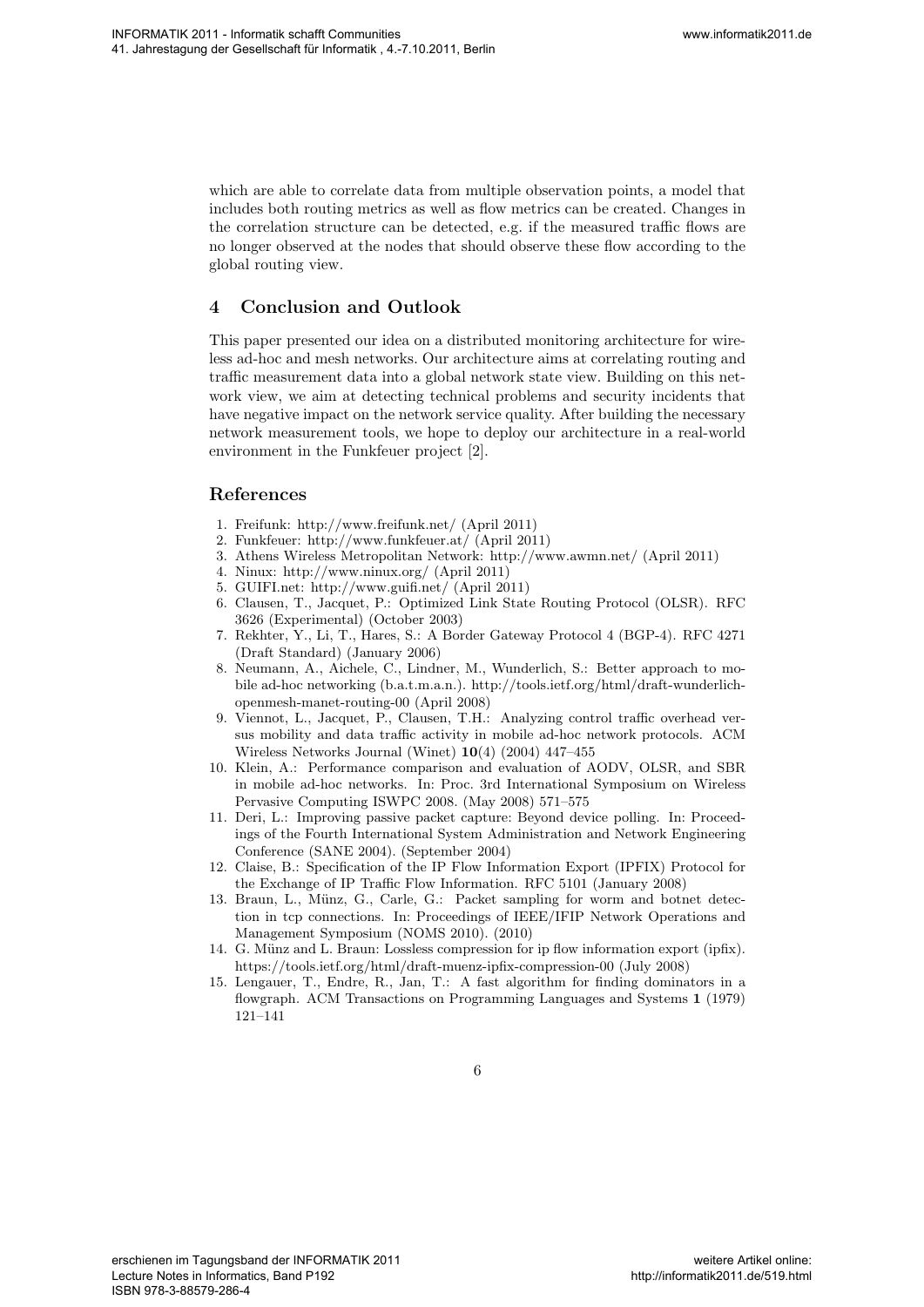which are able to correlate data from multiple observation points, a model that includes both routing metrics as well as flow metrics can be created. Changes in the correlation structure can be detected, e.g. if the measured traffic flows are no longer observed at the nodes that should observe these flow according to the global routing view.

## 4 Conclusion and Outlook

This paper presented our idea on a distributed monitoring architecture for wireless ad-hoc and mesh networks. Our architecture aims at correlating routing and traffic measurement data into a global network state view. Building on this network view, we aim at detecting technical problems and security incidents that have negative impact on the network service quality. After building the necessary network measurement tools, we hope to deploy our architecture in a real-world environment in the Funkfeuer project [2].

## References

1. Freifunk: http://www.freifunk.net/ (April 2011)
2. Funkfeuer: http://www.funkfeuer.at/ (April 2011)
3. Athens Wireless Metropolitan Network: http://www.awmn.net/ (April 2011)
4. Ninux: http://www.ninux.org/ (April 2011)
5. GUIFI.net: http://www.guifi.net/ (April 2011)
6. Clausen, T., Jacquet, P.: Optimized Link State Routing Protocol (OLSR). RFC 3626 (Experimental) (October 2003)
7. Rekhter, Y., Li, T., Hares, S.: A Border Gateway Protocol 4 (BGP-4). RFC 4271 (Draft Standard) (January 2006)
8. Neumann, A., Aichele, C., Lindner, M., Wunderlich, S.: Better approach to mobile ad-hoc networking (b.a.t.m.a.n.). http://tools.ietf.org/html/draft-wunderlich-openmesh-manet-routing-00 (April 2008)
9. Viennot, L., Jacquet, P., Clausen, T.H.: Analyzing control traffic overhead versus mobility and data traffic activity in mobile ad-hoc network protocols. ACM Wireless Networks Journal (Winet) **10**(4) (2004) 447–455
10. Klein, A.: Performance comparison and evaluation of AODV, OLSR, and SBR in mobile ad-hoc networks. In: Proc. 3rd International Symposium on Wireless Pervasive Computing ISWPC 2008. (May 2008) 571–575
11. Deri, L.: Improving passive packet capture: Beyond device polling. In: Proceedings of the Fourth International System Administration and Network Engineering Conference (SANE 2004). (September 2004)
12. Claise, B.: Specification of the IP Flow Information Export (IPFIX) Protocol for the Exchange of IP Traffic Flow Information. RFC 5101 (January 2008)
13. Braun, L., Münz, G., Carle, G.: Packet sampling for worm and botnet detection in tcp connections. In: Proceedings of IEEE/IFIP Network Operations and Management Symposium (NOMS 2010). (2010)
14. G. Münz and L. Braun: Lossless compression for ip flow information export (ipfix). https://tools.ietf.org/html/draft-muenz-ipfix-compression-00 (July 2008)
15. Lengauer, T., Endre, R., Jan, T.: A fast algorithm for finding dominators in a flowgraph. ACM Transactions on Programming Languages and Systems **1** (1979) 121–141